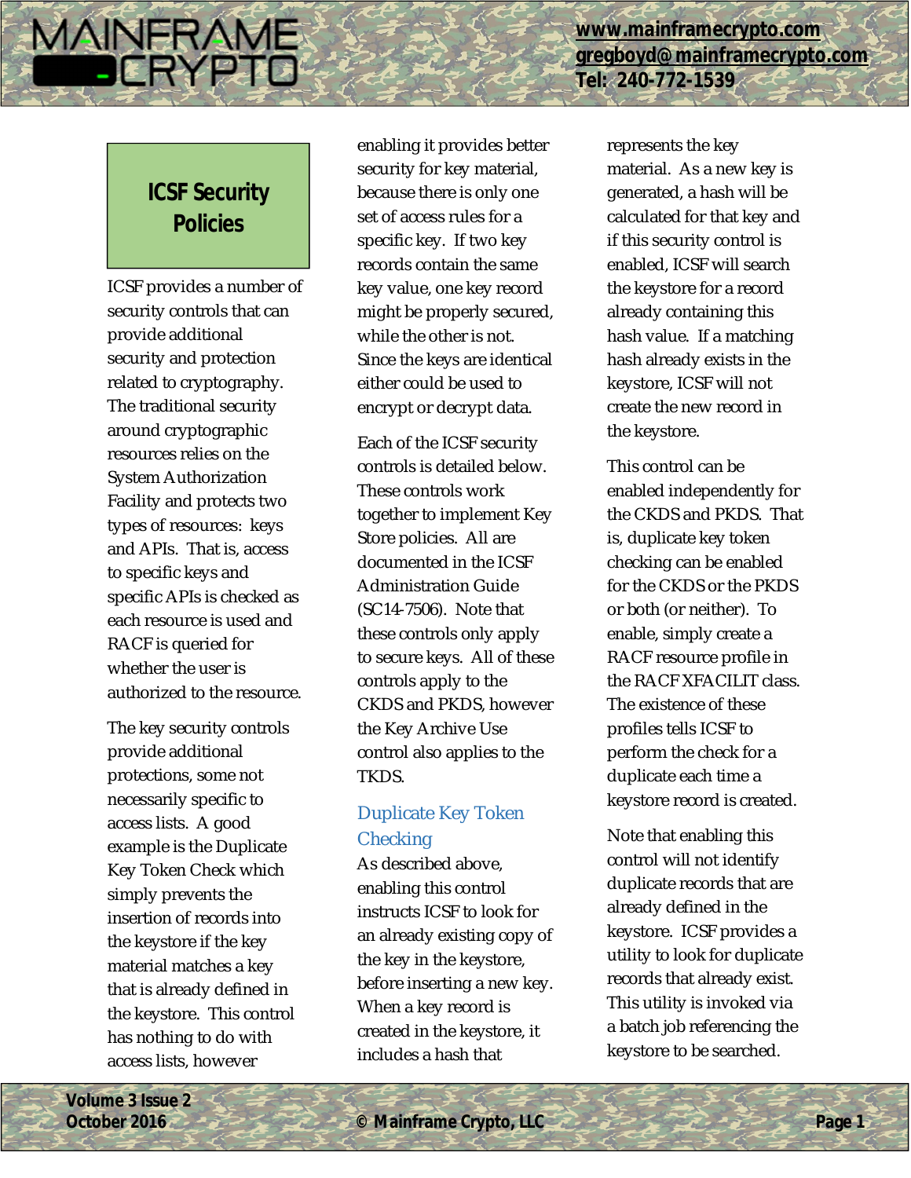# ICSF Security Policies

ICSF provides a number of security controls that can provide additional security and protection related to cryptography. The traditional security around cryptographic resources relies on the System Authorization Facility and protects two types of resources: keys and APIs. That is, access to specific keys and specific APIs is checked as each resource is used and RACF is queried for whether the user is authorized to the resource.

The key security controls provide additional protections, some not necessarily specific to access lists. A good example is the Duplicate Key Token Check which simply prevents the insertion of records into the keystore if the key material matches a key that is already defined in the keystore. This control has nothing to do with access lists, however enabling it provides better security for key material, because there is only one set of access rules for a specific key. If two key records contain the same key value, one key record might be properly secured, while the other is not. Since the keys are identical either could be used to encrypt or decrypt data.

Each of the ICSF security controls is detailed below. These controls work together to implement Key Store policies. All are documented in the ICSF Administration Guide (SC14-7506). Note that these controls only apply to secure keys. All of these controls apply to the CKDS and PKDS, however the Key Archive Use control also applies to the TKDS.

## Duplicate Key Token Checking

As described above, enabling this control instructs ICSF to look for an already existing copy of the key in the keystore, before inserting a new key. When a key record is created in the keystore, it includes a hash that represents the key material. As a new key is generated, a hash will be calculated for that key and if this security control is enabled, ICSF will search the keystore for a record already containing this hash value. If a matching hash already exists in the keystore, ICSF will not create the new record in the keystore.

This control can be enabled independently for the CKDS and PKDS. That is, duplicate key token checking can be enabled for the CKDS or the PKDS or both (or neither). To enable, simply create a RACF resource profile in the RACF XFACILIT class. The existence of these profiles tells ICSF to perform the check for a duplicate each time a keystore record is created.

Note that enabling this control will not identify duplicate records that are already defined in the keystore. ICSF provides a utility to look for duplicate records that already exist. This utility is invoked via a batch job referencing the keystore to be searched.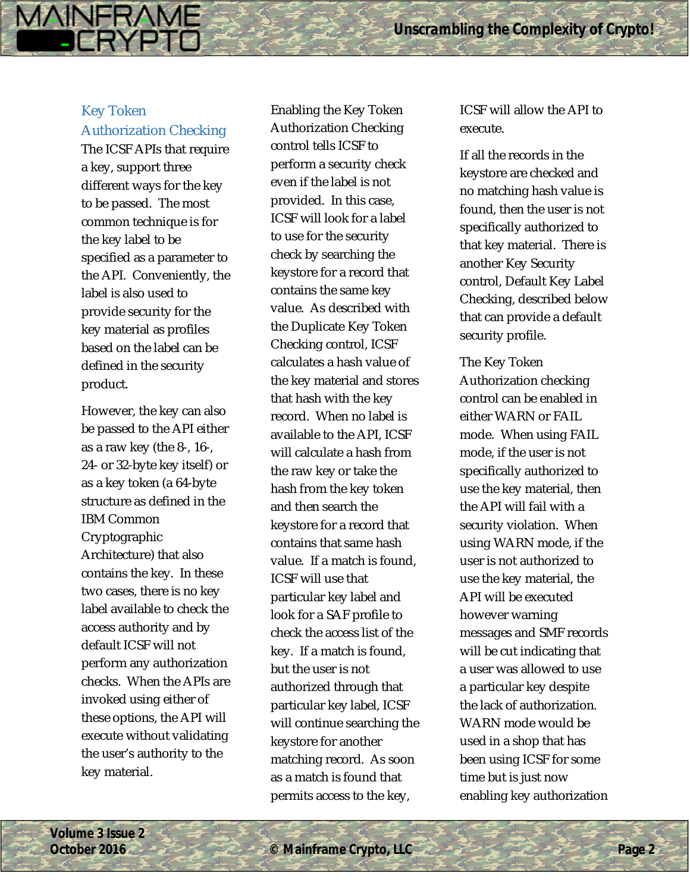## Key Token Authorization Checking

The ICSF APIs that require a key, support three different ways for the key to be passed. The most common technique is for the key label to be specified as a parameter to the API. Conveniently, the label is also used to provide security for the key material as profiles based on the label can be defined in the security product.

However, the key can also be passed to the API either as a raw key (the 8-, 16-, 24- or 32-byte key itself) or as a key token (a 64-byte structure as defined in the IBM Common Cryptographic Architecture) that also contains the key. In these two cases, there is no key label available to check the access authority and by default ICSF will not perform any authorization checks. When the APIs are invoked using either of these options, the API will execute without validating the user's authority to the key material.

Enabling the Key Token Authorization Checking control tells ICSF to perform a security check even if the label is not provided. In this case, ICSF will look for a label to use for the security check by searching the keystore for a record that contains the same key value. As described with the Duplicate Key Token Checking control, ICSF calculates a hash value of the key material and stores that hash with the key record. When no label is available to the API, ICSF will calculate a hash from the raw key or take the hash from the key token and then search the keystore for a record that contains that same hash value. If a match is found, ICSF will use that particular key label and look for a SAF profile to check the access list of the key. If a match is found, but the user is not authorized through that particular key label, ICSF will continue searching the keystore for another matching record. As soon as a match is found that permits access to the key, ICSF will allow the API to execute.

If all the records in the keystore are checked and no matching hash value is found, then the user is not specifically authorized to that key material. There is another Key Security control, Default Key Label Checking, described below that can provide a default security profile.

The Key Token Authorization checking control can be enabled in either WARN or FAIL mode. When using FAIL mode, if the user is not specifically authorized to use the key material, then the API will fail with a security violation. When using WARN mode, if the user is not authorized to use the key material, the API will be executed however warning messages and SMF records will be cut indicating that a user was allowed to use a particular key despite the lack of authorization. WARN mode would be used in a shop that has been using ICSF for some time but is just now enabling key authorization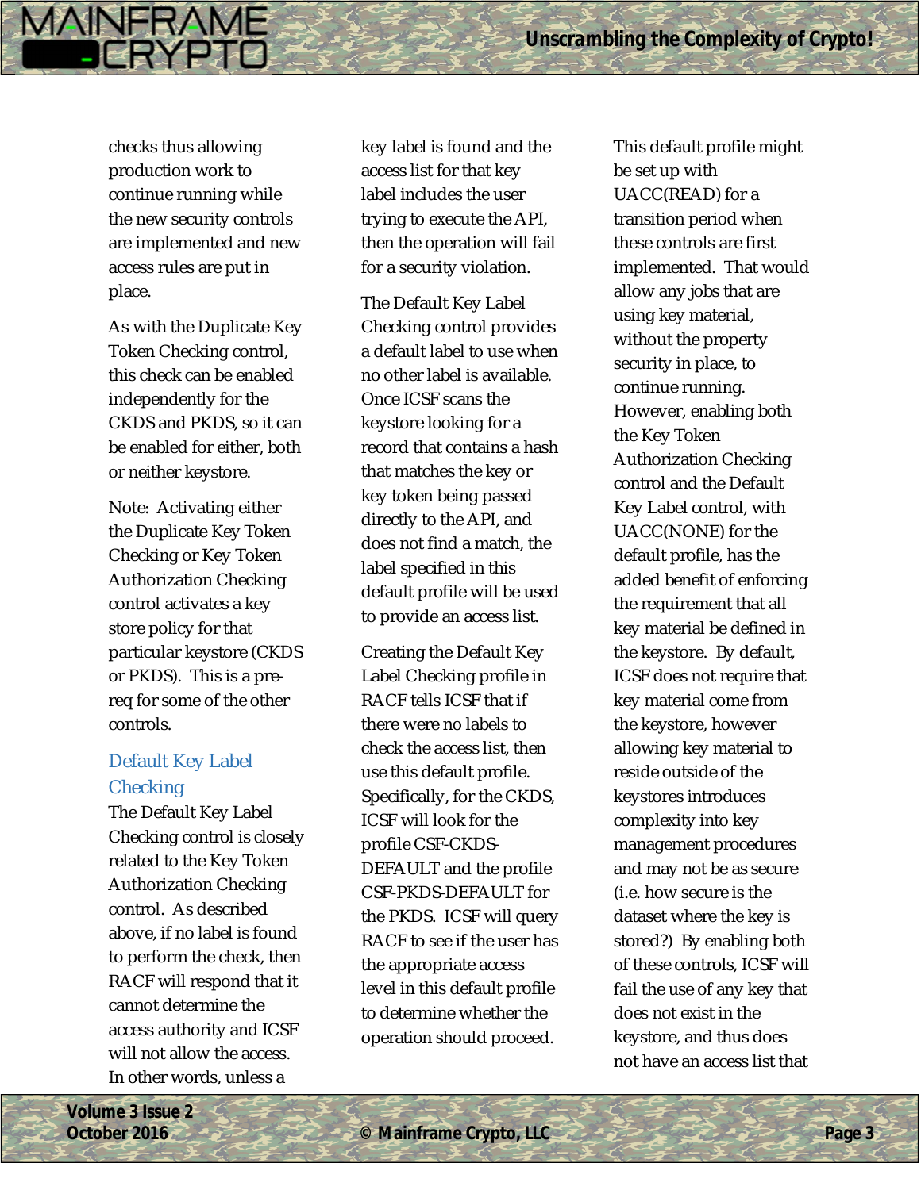checks thus allowing production work to continue running while the new security controls are implemented and new access rules are put in place.

As with the Duplicate Key Token Checking control, this check can be enabled independently for the CKDS and PKDS, so it can be enabled for either, both or neither keystore.

Note: Activating either the Duplicate Key Token Checking or Key Token Authorization Checking control activates a key store policy for that particular keystore (CKDS or PKDS). This is a pre-req for some of the other controls.

## Default Key Label Checking

The Default Key Label Checking control is closely related to the Key Token Authorization Checking control. As described above, if no label is found to perform the check, then RACF will respond that it cannot determine the access authority and ICSF will not allow the access. In other words, unless a key label is found and the access list for that key label includes the user trying to execute the API, then the operation will fail for a security violation.

The Default Key Label Checking control provides a default label to use when no other label is available. Once ICSF scans the keystore looking for a record that contains a hash that matches the key or key token being passed directly to the API, and does not find a match, the label specified in this default profile will be used to provide an access list.

Creating the Default Key Label Checking profile in RACF tells ICSF that if there were no labels to check the access list, then use this default profile. Specifically, for the CKDS, ICSF will look for the profile CSF-CKDS-DEFAULT and the profile CSF-PKDS-DEFAULT for the PKDS. ICSF will query RACF to see if the user has the appropriate access level in this default profile to determine whether the operation should proceed.

This default profile might be set up with UACC(READ) for a transition period when these controls are first implemented. That would allow any jobs that are using key material, without the property security in place, to continue running. However, enabling both the Key Token Authorization Checking control and the Default Key Label control, with UACC(NONE) for the default profile, has the added benefit of enforcing the requirement that all key material be defined in the keystore. By default, ICSF does not require that key material come from the keystore, however allowing key material to reside outside of the keystores introduces complexity into key management procedures and may not be as secure (i.e. how secure is the dataset where the key is stored?) By enabling both of these controls, ICSF will fail the use of any key that does not exist in the keystore, and thus does not have an access list that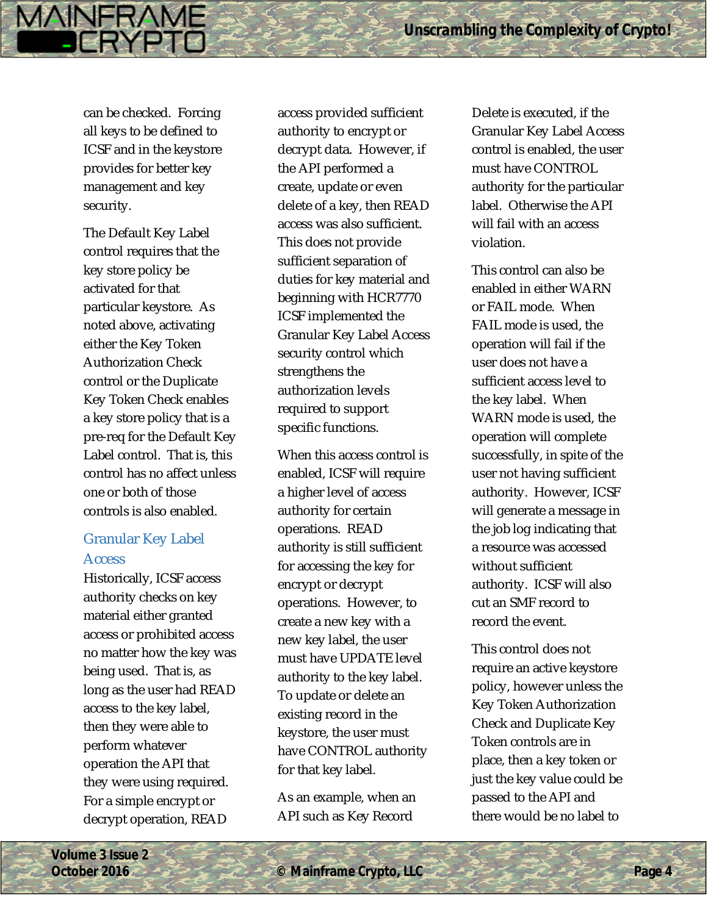can be checked. Forcing all keys to be defined to ICSF and in the keystore provides for better key management and key security.

The Default Key Label control requires that the key store policy be activated for that particular keystore. As noted above, activating either the Key Token Authorization Check control or the Duplicate Key Token Check enables a key store policy that is a pre-req for the Default Key Label control. That is, this control has no affect unless one or both of those controls is also enabled.

## Granular Key Label Access

Historically, ICSF access authority checks on key material either granted access or prohibited access no matter how the key was being used. That is, as long as the user had READ access to the key label, then they were able to perform whatever operation the API that they were using required. For a simple encrypt or decrypt operation, READ access provided sufficient authority to encrypt or decrypt data. However, if the API performed a create, update or even delete of a key, then READ access was also sufficient. This does not provide sufficient separation of duties for key material and beginning with HCR7770 ICSF implemented the Granular Key Label Access security control which strengthens the authorization levels required to support specific functions.

When this access control is enabled, ICSF will require a higher level of access authority for certain operations. READ authority is still sufficient for accessing the key for encrypt or decrypt operations. However, to create a new key with a new key label, the user must have UPDATE level authority to the key label. To update or delete an existing record in the keystore, the user must have CONTROL authority for that key label.

As an example, when an API such as Key Record Delete is executed, if the Granular Key Label Access control is enabled, the user must have CONTROL authority for the particular label. Otherwise the API will fail with an access violation.

This control can also be enabled in either WARN or FAIL mode. When FAIL mode is used, the operation will fail if the user does not have a sufficient access level to the key label. When WARN mode is used, the operation will complete successfully, in spite of the user not having sufficient authority. However, ICSF will generate a message in the job log indicating that a resource was accessed without sufficient authority. ICSF will also cut an SMF record to record the event.

This control does not require an active keystore policy, however unless the Key Token Authorization Check and Duplicate Key Token controls are in place, then a key token or just the key value could be passed to the API and there would be no label to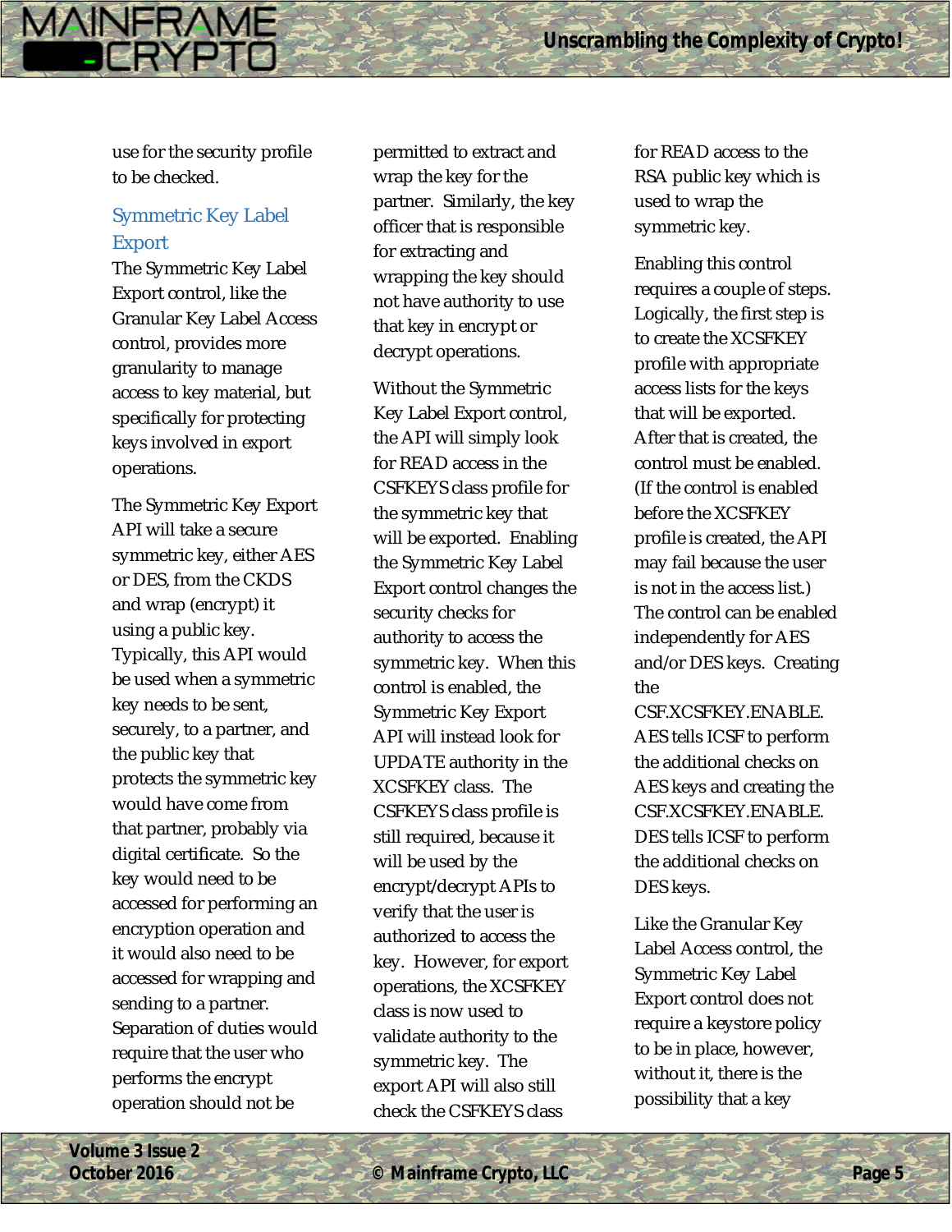use for the security profile to be checked.

### Symmetric Key Label Export

The Symmetric Key Label Export control, like the Granular Key Label Access control, provides more granularity to manage access to key material, but specifically for protecting keys involved in export operations.

The Symmetric Key Export API will take a secure symmetric key, either AES or DES, from the CKDS and wrap (encrypt) it using a public key. Typically, this API would be used when a symmetric key needs to be sent, securely, to a partner, and the public key that protects the symmetric key would have come from that partner, probably via digital certificate. So the key would need to be accessed for performing an encryption operation and it would also need to be accessed for wrapping and sending to a partner. Separation of duties would require that the user who performs the encrypt operation should not be permitted to extract and wrap the key for the partner. Similarly, the key officer that is responsible for extracting and wrapping the key should not have authority to use that key in encrypt or decrypt operations.

Without the Symmetric Key Label Export control, the API will simply look for READ access in the CSFKEYS class profile for the symmetric key that will be exported. Enabling the Symmetric Key Label Export control changes the security checks for authority to access the symmetric key. When this control is enabled, the Symmetric Key Export API will instead look for UPDATE authority in the XCSFKEY class. The CSFKEYS class profile is still required, because it will be used by the encrypt/decrypt APIs to verify that the user is authorized to access the key. However, for export operations, the XCSFKEY class is now used to validate authority to the symmetric key. The export API will also still check the CSFKEYS class for READ access to the RSA public key which is used to wrap the symmetric key.

Enabling this control requires a couple of steps. Logically, the first step is to create the XCSFKEY profile with appropriate access lists for the keys that will be exported. After that is created, the control must be enabled. (If the control is enabled before the XCSFKEY profile is created, the API may fail because the user is not in the access list.) The control can be enabled independently for AES and/or DES keys. Creating the CSF.XCSFKEY.ENABLE.AES tells ICSF to perform the additional checks on AES keys and creating the CSF.XCSFKEY.ENABLE.DES tells ICSF to perform the additional checks on DES keys.

Like the Granular Key Label Access control, the Symmetric Key Label Export control does not require a keystore policy to be in place, however, without it, there is the possibility that a key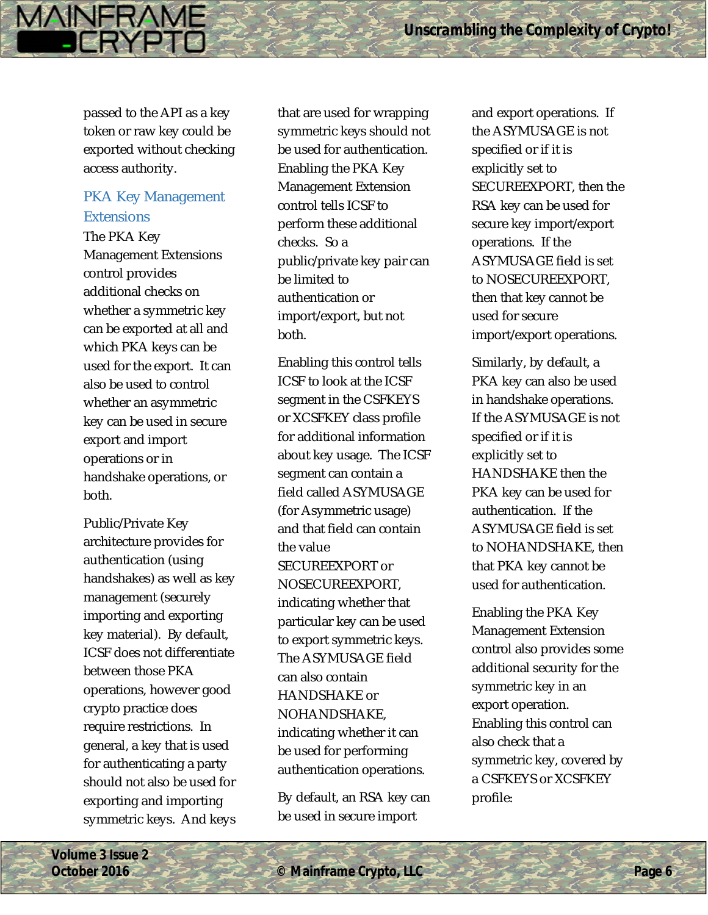passed to the API as a key token or raw key could be exported without checking access authority.

## PKA Key Management Extensions

The PKA Key Management Extensions control provides additional checks on whether a symmetric key can be exported at all and which PKA keys can be used for the export. It can also be used to control whether an asymmetric key can be used in secure export and import operations or in handshake operations, or both.

Public/Private Key architecture provides for authentication (using handshakes) as well as key management (securely importing and exporting key material). By default, ICSF does not differentiate between those PKA operations, however good crypto practice does require restrictions. In general, a key that is used for authenticating a party should not also be used for exporting and importing symmetric keys. And keys that are used for wrapping symmetric keys should not be used for authentication. Enabling the PKA Key Management Extension control tells ICSF to perform these additional checks. So a public/private key pair can be limited to authentication or import/export, but not both.

Enabling this control tells ICSF to look at the ICSF segment in the CSFKEYS or XCSFKEY class profile for additional information about key usage. The ICSF segment can contain a field called ASYMUSAGE (for Asymmetric usage) and that field can contain the value SECUREEXPORT or NOSECUREEXPORT, indicating whether that particular key can be used to export symmetric keys. The ASYMUSAGE field can also contain HANDSHAKE or NOHANDSHAKE, indicating whether it can be used for performing authentication operations.

By default, an RSA key can be used in secure import and export operations. If the ASYMUSAGE is not specified or if it is explicitly set to SECUREEXPORT, then the RSA key can be used for secure key import/export operations. If the ASYMUSAGE field is set to NOSECUREEXPORT, then that key cannot be used for secure import/export operations.

Similarly, by default, a PKA key can also be used in handshake operations. If the ASYMUSAGE is not specified or if it is explicitly set to HANDSHAKE then the PKA key can be used for authentication. If the ASYMUSAGE field is set to NOHANDSHAKE, then that PKA key cannot be used for authentication.

Enabling the PKA Key Management Extension control also provides some additional security for the symmetric key in an export operation. Enabling this control can also check that a symmetric key, covered by a CSFKEYS or XCSFKEY profile: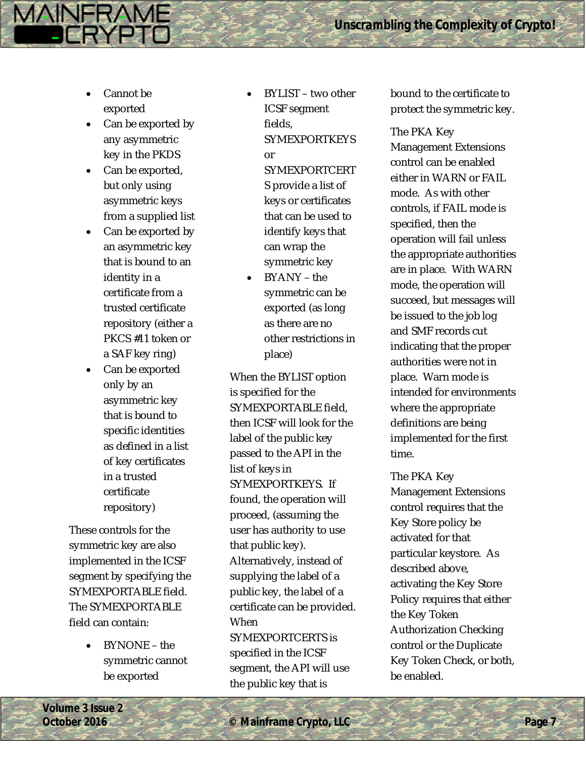- Cannot be exported
- Can be exported by any asymmetric key in the PKDS
- Can be exported, but only using asymmetric keys from a supplied list
- Can be exported by an asymmetric key that is bound to an identity in a certificate from a trusted certificate repository (either a PKCS #11 token or a SAF key ring)
- Can be exported only by an asymmetric key that is bound to specific identities as defined in a list of key certificates in a trusted certificate repository)

These controls for the symmetric key are also implemented in the ICSF segment by specifying the SYMEXPORTABLE field. The SYMEXPORTABLE field can contain:

- BYNONE – the symmetric cannot be exported
- BYLIST – two other ICSF segment fields, SYMEXPORTKEYS or SYMEXPORTCERTS provide a list of keys or certificates that can be used to identify keys that can wrap the symmetric key
- BYANY – the symmetric can be exported (as long as there are no other restrictions in place)

When the BYLIST option is specified for the SYMEXPORTABLE field, then ICSF will look for the label of the public key passed to the API in the list of keys in SYMEXPORTKEYS. If found, the operation will proceed, (assuming the user has authority to use that public key). Alternatively, instead of supplying the label of a public key, the label of a certificate can be provided. When SYMEXPORTCERTS is specified in the ICSF segment, the API will use the public key that is bound to the certificate to protect the symmetric key.

The PKA Key Management Extensions control can be enabled either in WARN or FAIL mode. As with other controls, if FAIL mode is specified, then the operation will fail unless the appropriate authorities are in place. With WARN mode, the operation will succeed, but messages will be issued to the job log and SMF records cut indicating that the proper authorities were not in place. Warn mode is intended for environments where the appropriate definitions are being implemented for the first time.

The PKA Key Management Extensions control requires that the Key Store policy be activated for that particular keystore. As described above, activating the Key Store Policy requires that either the Key Token Authorization Checking control or the Duplicate Key Token Check, or both, be enabled.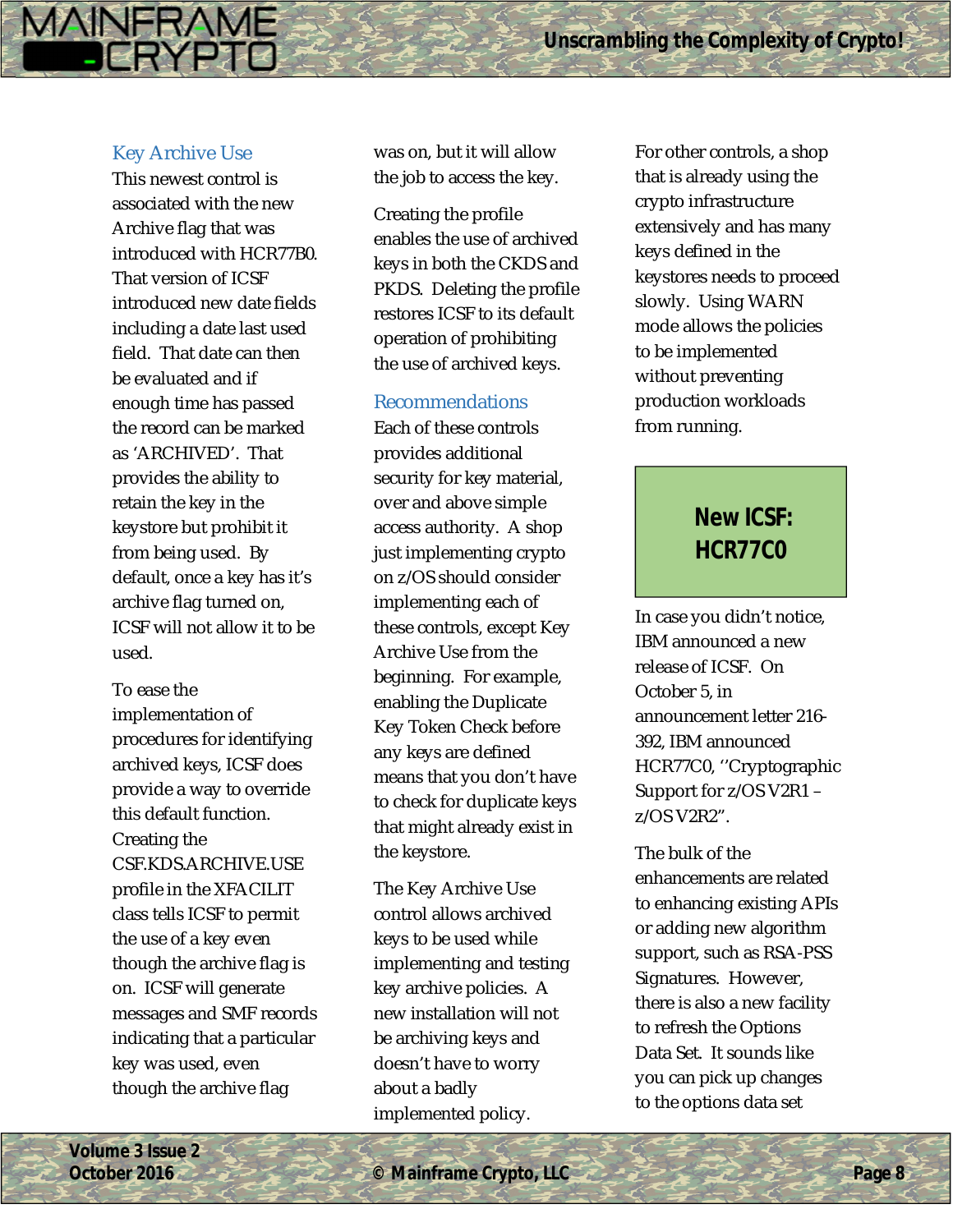### Key Archive Use

This newest control is associated with the new Archive flag that was introduced with HCR77B0. That version of ICSF introduced new date fields including a date last used field. That date can then be evaluated and if enough time has passed the record can be marked as 'ARCHIVED'. That provides the ability to retain the key in the keystore but prohibit it from being used. By default, once a key has it's archive flag turned on, ICSF will not allow it to be used.

To ease the implementation of procedures for identifying archived keys, ICSF does provide a way to override this default function. Creating the CSF.KDS.ARCHIVE.USE profile in the XFACILIT class tells ICSF to permit the use of a key even though the archive flag is on. ICSF will generate messages and SMF records indicating that a particular key was used, even though the archive flag was on, but it will allow the job to access the key.

Creating the profile enables the use of archived keys in both the CKDS and PKDS. Deleting the profile restores ICSF to its default operation of prohibiting the use of archived keys.

### Recommendations

Each of these controls provides additional security for key material, over and above simple access authority. A shop just implementing crypto on z/OS should consider implementing each of these controls, except Key Archive Use from the beginning. For example, enabling the Duplicate Key Token Check before any keys are defined means that you don't have to check for duplicate keys that might already exist in the keystore.

The Key Archive Use control allows archived keys to be used while implementing and testing key archive policies. A new installation will not be archiving keys and doesn't have to worry about a badly implemented policy.

For other controls, a shop that is already using the crypto infrastructure extensively and has many keys defined in the keystores needs to proceed slowly. Using WARN mode allows the policies to be implemented without preventing production workloads from running.

## New ICSF: HCR77C0

In case you didn't notice, IBM announced a new release of ICSF. On October 5, in announcement letter 216-392, IBM announced HCR77C0, ''Cryptographic Support for z/OS V2R1 – z/OS V2R2".

The bulk of the enhancements are related to enhancing existing APIs or adding new algorithm support, such as RSA-PSS Signatures. However, there is also a new facility to refresh the Options Data Set. It sounds like you can pick up changes to the options data set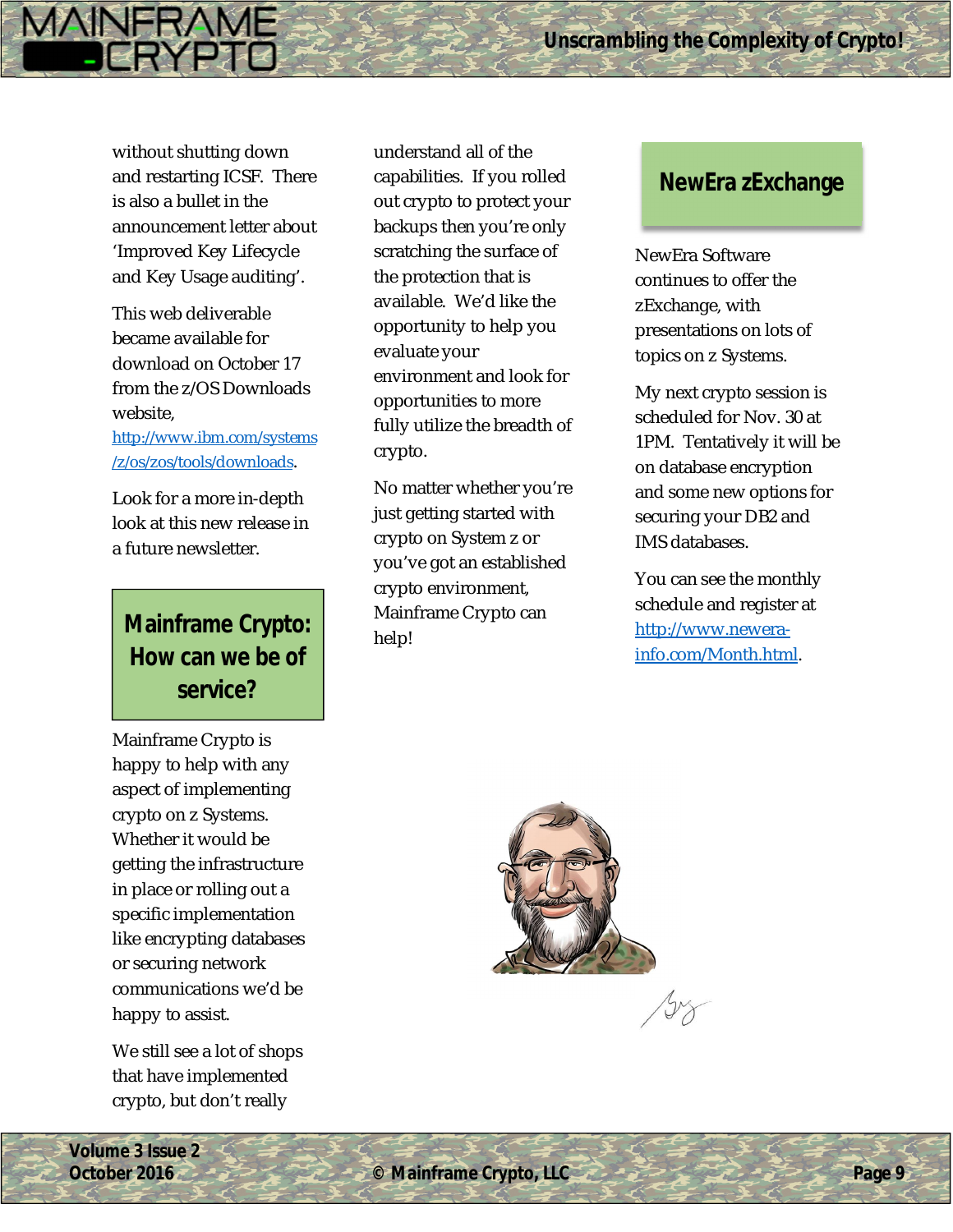without shutting down and restarting ICSF. There is also a bullet in the announcement letter about 'Improved Key Lifecycle and Key Usage auditing'.

This web deliverable became available for download on October 17 from the z/OS Downloads website, http://www.ibm.com/systems/z/os/zos/tools/downloads.

Look for a more in-depth look at this new release in a future newsletter.

## Mainframe Crypto: How can we be of service?

Mainframe Crypto is happy to help with any aspect of implementing crypto on z Systems. Whether it would be getting the infrastructure in place or rolling out a specific implementation like encrypting databases or securing network communications we'd be happy to assist.

We still see a lot of shops that have implemented crypto, but don't really understand all of the capabilities. If you rolled out crypto to protect your backups then you're only scratching the surface of the protection that is available. We'd like the opportunity to help you evaluate your environment and look for opportunities to more fully utilize the breadth of crypto.

No matter whether you're just getting started with crypto on System z or you've got an established crypto environment, Mainframe Crypto can help!

## NewEra zExchange

NewEra Software continues to offer the zExchange, with presentations on lots of topics on z Systems.

My next crypto session is scheduled for Nov. 30 at 1PM. Tentatively it will be on database encryption and some new options for securing your DB2 and IMS databases.

You can see the monthly schedule and register at http://www.newera-info.com/Month.html.